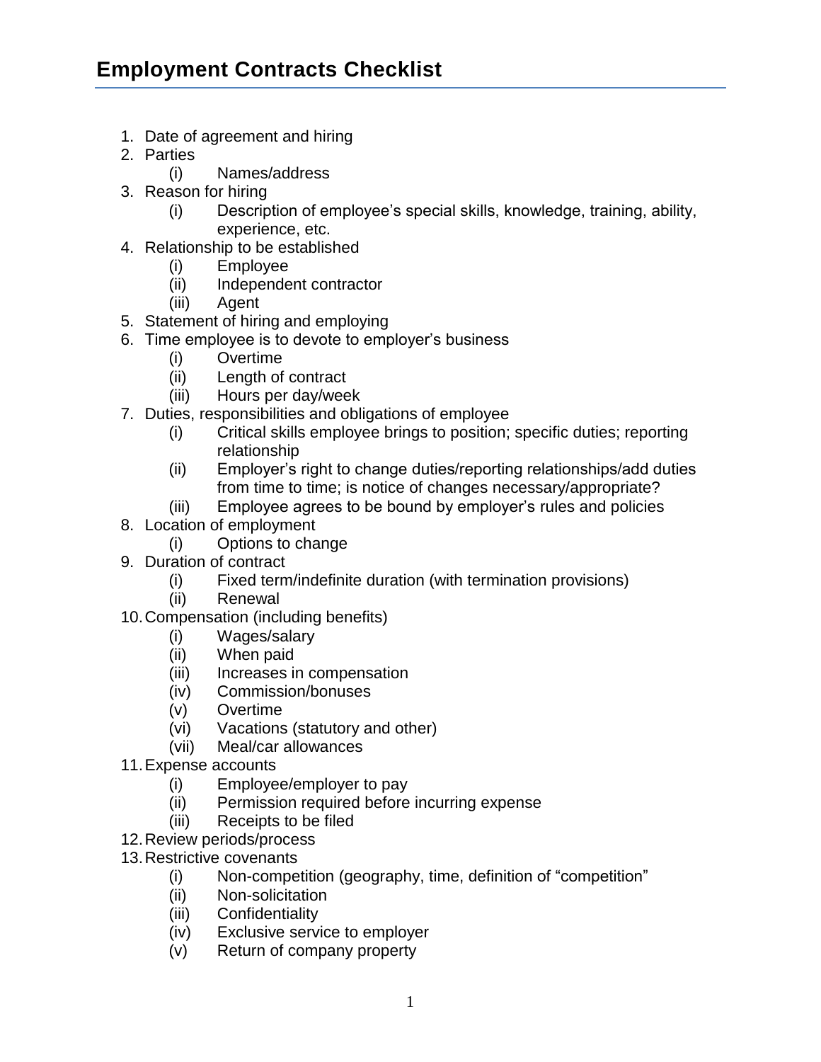# Employment Contracts Checklist

1. Date of agreement and hiring
2. Parties
   - (i) Names/address
3. Reason for hiring
   - (i) Description of employee's special skills, knowledge, training, ability, experience, etc.
4. Relationship to be established
   - (i) Employee
   - (ii) Independent contractor
   - (iii) Agent
5. Statement of hiring and employing
6. Time employee is to devote to employer's business
   - (i) Overtime
   - (ii) Length of contract
   - (iii) Hours per day/week
7. Duties, responsibilities and obligations of employee
   - (i) Critical skills employee brings to position; specific duties; reporting relationship
   - (ii) Employer's right to change duties/reporting relationships/add duties from time to time; is notice of changes necessary/appropriate?
   - (iii) Employee agrees to be bound by employer's rules and policies
8. Location of employment
   - (i) Options to change
9. Duration of contract
   - (i) Fixed term/indefinite duration (with termination provisions)
   - (ii) Renewal
10. Compensation (including benefits)
    - (i) Wages/salary
    - (ii) When paid
    - (iii) Increases in compensation
    - (iv) Commission/bonuses
    - (v) Overtime
    - (vi) Vacations (statutory and other)
    - (vii) Meal/car allowances
11. Expense accounts
    - (i) Employee/employer to pay
    - (ii) Permission required before incurring expense
    - (iii) Receipts to be filed
12. Review periods/process
13. Restrictive covenants
    - (i) Non-competition (geography, time, definition of "competition"
    - (ii) Non-solicitation
    - (iii) Confidentiality
    - (iv) Exclusive service to employer
    - (v) Return of company property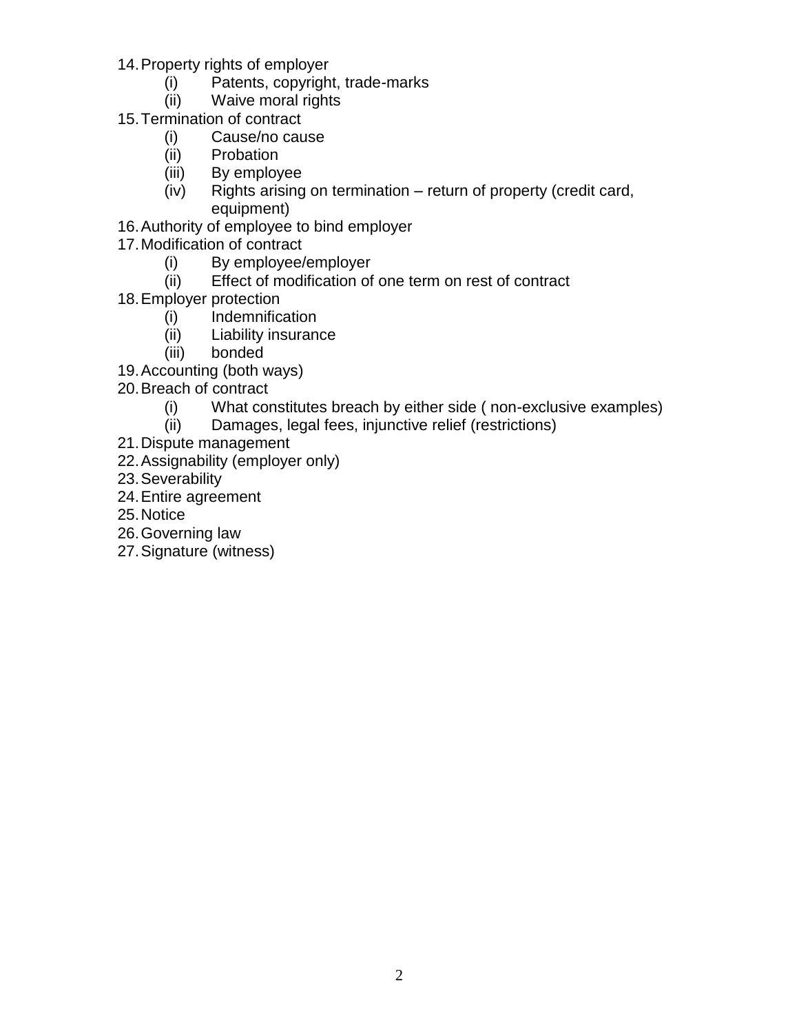14. Property rights of employer
    (i) Patents, copyright, trade-marks
    (ii) Waive moral rights
15. Termination of contract
    (i) Cause/no cause
    (ii) Probation
    (iii) By employee
    (iv) Rights arising on termination – return of property (credit card, equipment)
16. Authority of employee to bind employer
17. Modification of contract
    (i) By employee/employer
    (ii) Effect of modification of one term on rest of contract
18. Employer protection
    (i) Indemnification
    (ii) Liability insurance
    (iii) bonded
19. Accounting (both ways)
20. Breach of contract
    (i) What constitutes breach by either side ( non-exclusive examples)
    (ii) Damages, legal fees, injunctive relief (restrictions)
21. Dispute management
22. Assignability (employer only)
23. Severability
24. Entire agreement
25. Notice
26. Governing law
27. Signature (witness)